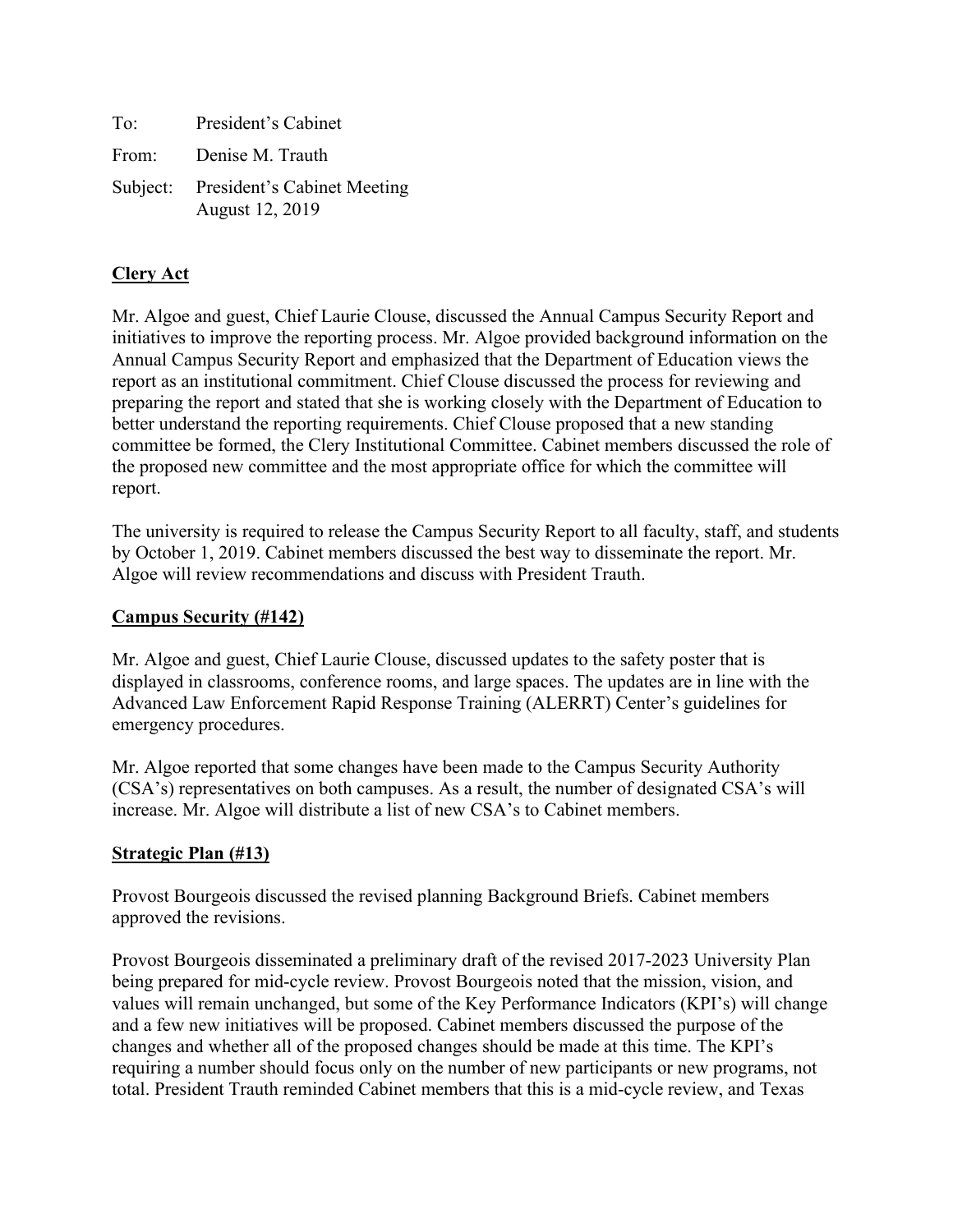To: President's Cabinet

From: Denise M. Trauth

Subject: President's Cabinet Meeting
August 12, 2019

## Clery Act

Mr. Algoe and guest, Chief Laurie Clouse, discussed the Annual Campus Security Report and initiatives to improve the reporting process. Mr. Algoe provided background information on the Annual Campus Security Report and emphasized that the Department of Education views the report as an institutional commitment. Chief Clouse discussed the process for reviewing and preparing the report and stated that she is working closely with the Department of Education to better understand the reporting requirements. Chief Clouse proposed that a new standing committee be formed, the Clery Institutional Committee. Cabinet members discussed the role of the proposed new committee and the most appropriate office for which the committee will report.

The university is required to release the Campus Security Report to all faculty, staff, and students by October 1, 2019. Cabinet members discussed the best way to disseminate the report. Mr. Algoe will review recommendations and discuss with President Trauth.

## Campus Security (#142)

Mr. Algoe and guest, Chief Laurie Clouse, discussed updates to the safety poster that is displayed in classrooms, conference rooms, and large spaces. The updates are in line with the Advanced Law Enforcement Rapid Response Training (ALERRT) Center's guidelines for emergency procedures.

Mr. Algoe reported that some changes have been made to the Campus Security Authority (CSA's) representatives on both campuses. As a result, the number of designated CSA's will increase. Mr. Algoe will distribute a list of new CSA's to Cabinet members.

## Strategic Plan (#13)

Provost Bourgeois discussed the revised planning Background Briefs. Cabinet members approved the revisions.

Provost Bourgeois disseminated a preliminary draft of the revised 2017-2023 University Plan being prepared for mid-cycle review. Provost Bourgeois noted that the mission, vision, and values will remain unchanged, but some of the Key Performance Indicators (KPI's) will change and a few new initiatives will be proposed. Cabinet members discussed the purpose of the changes and whether all of the proposed changes should be made at this time. The KPI's requiring a number should focus only on the number of new participants or new programs, not total. President Trauth reminded Cabinet members that this is a mid-cycle review, and Texas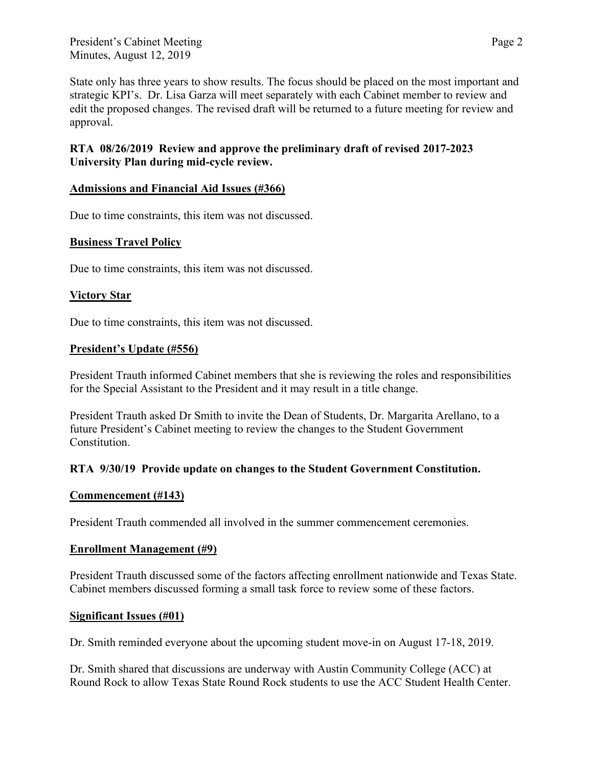State only has three years to show results. The focus should be placed on the most important and strategic KPI's. Dr. Lisa Garza will meet separately with each Cabinet member to review and edit the proposed changes. The revised draft will be returned to a future meeting for review and approval.

**RTA 08/26/2019 Review and approve the preliminary draft of revised 2017-2023 University Plan during mid-cycle review.**

**Admissions and Financial Aid Issues (#366)**

Due to time constraints, this item was not discussed.

**Business Travel Policy**

Due to time constraints, this item was not discussed.

**Victory Star**

Due to time constraints, this item was not discussed.

**President's Update (#556)**

President Trauth informed Cabinet members that she is reviewing the roles and responsibilities for the Special Assistant to the President and it may result in a title change.

President Trauth asked Dr Smith to invite the Dean of Students, Dr. Margarita Arellano, to a future President's Cabinet meeting to review the changes to the Student Government Constitution.

**RTA 9/30/19 Provide update on changes to the Student Government Constitution.**

**Commencement (#143)**

President Trauth commended all involved in the summer commencement ceremonies.

**Enrollment Management (#9)**

President Trauth discussed some of the factors affecting enrollment nationwide and Texas State. Cabinet members discussed forming a small task force to review some of these factors.

**Significant Issues (#01)**

Dr. Smith reminded everyone about the upcoming student move-in on August 17-18, 2019.

Dr. Smith shared that discussions are underway with Austin Community College (ACC) at Round Rock to allow Texas State Round Rock students to use the ACC Student Health Center.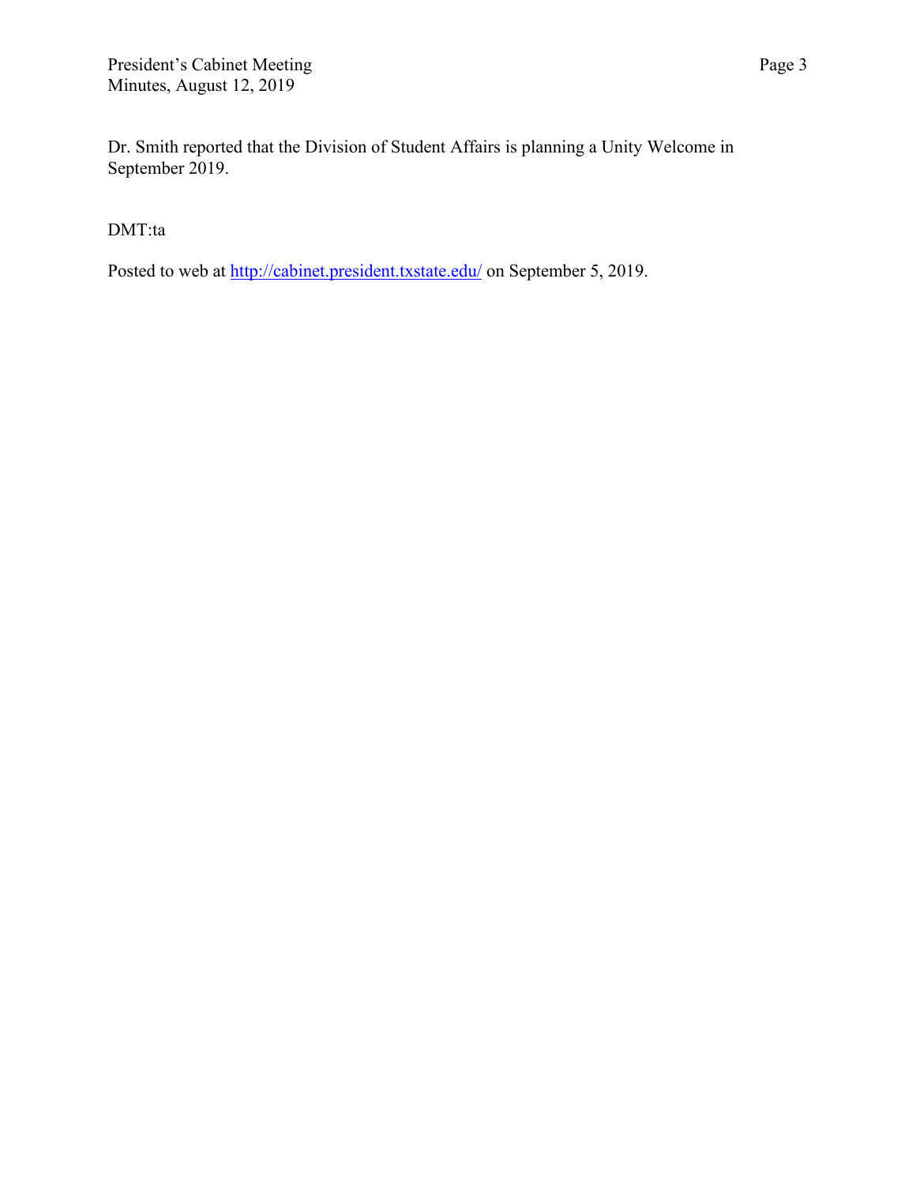Dr. Smith reported that the Division of Student Affairs is planning a Unity Welcome in September 2019.

DMT:ta

Posted to web at [http://cabinet.president.txstate.edu/](http://cabinet.president.txstate.edu/) on September 5, 2019.